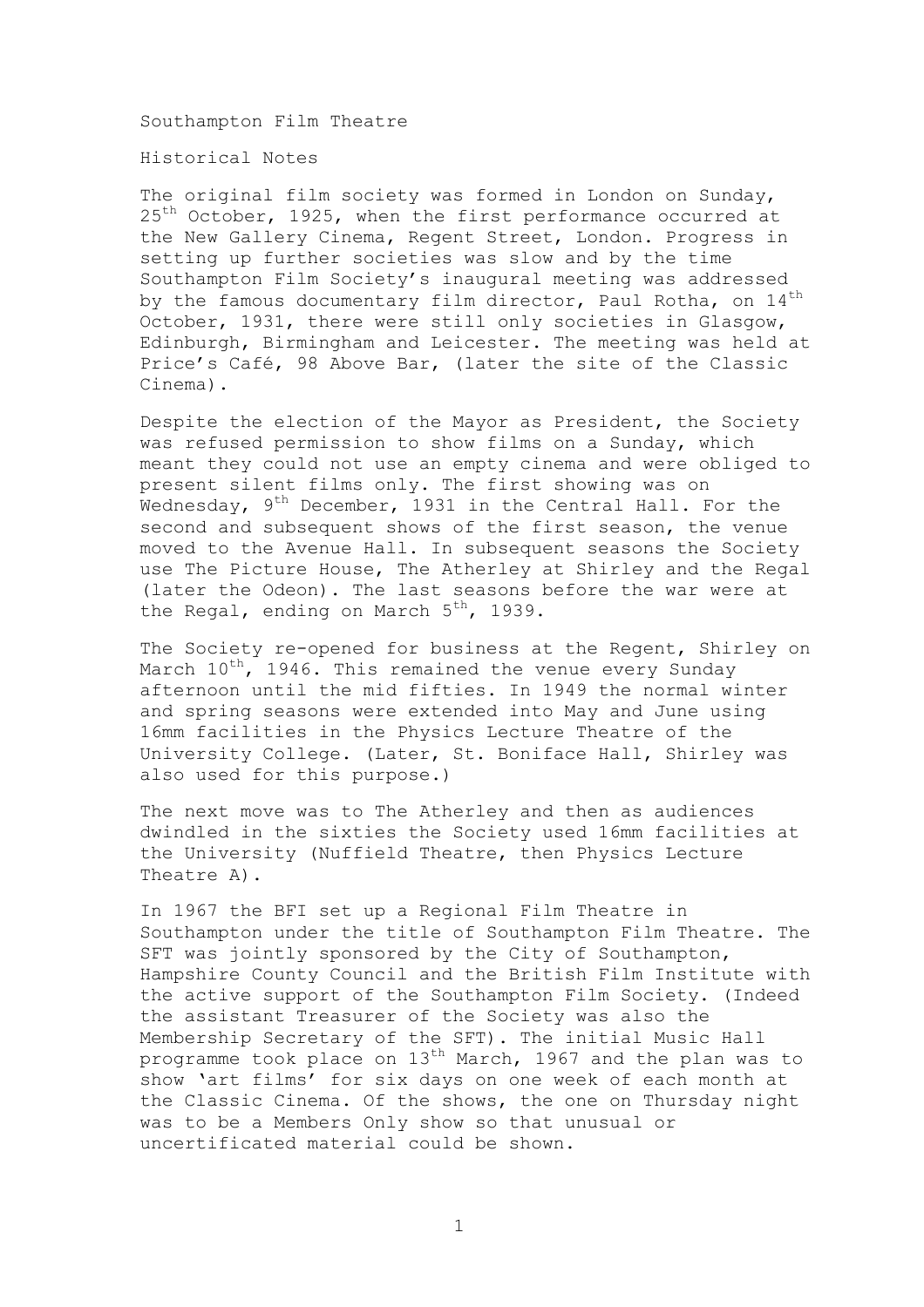# Southampton Film Theatre

## Historical Notes

The original film society was formed in London on Sunday, 25th October, 1925, when the first performance occurred at the New Gallery Cinema, Regent Street, London. Progress in setting up further societies was slow and by the time Southampton Film Society's inaugural meeting was addressed by the famous documentary film director, Paul Rotha, on 14th October, 1931, there were still only societies in Glasgow, Edinburgh, Birmingham and Leicester. The meeting was held at Price's Café, 98 Above Bar, (later the site of the Classic Cinema).

Despite the election of the Mayor as President, the Society was refused permission to show films on a Sunday, which meant they could not use an empty cinema and were obliged to present silent films only. The first showing was on Wednesday, 9th December, 1931 in the Central Hall. For the second and subsequent shows of the first season, the venue moved to the Avenue Hall. In subsequent seasons the Society use The Picture House, The Atherley at Shirley and the Regal (later the Odeon). The last seasons before the war were at the Regal, ending on March 5th, 1939.

The Society re-opened for business at the Regent, Shirley on March 10th, 1946. This remained the venue every Sunday afternoon until the mid fifties. In 1949 the normal winter and spring seasons were extended into May and June using 16mm facilities in the Physics Lecture Theatre of the University College. (Later, St. Boniface Hall, Shirley was also used for this purpose.)

The next move was to The Atherley and then as audiences dwindled in the sixties the Society used 16mm facilities at the University (Nuffield Theatre, then Physics Lecture Theatre A).

In 1967 the BFI set up a Regional Film Theatre in Southampton under the title of Southampton Film Theatre. The SFT was jointly sponsored by the City of Southampton, Hampshire County Council and the British Film Institute with the active support of the Southampton Film Society. (Indeed the assistant Treasurer of the Society was also the Membership Secretary of the SFT). The initial Music Hall programme took place on 13th March, 1967 and the plan was to show 'art films' for six days on one week of each month at the Classic Cinema. Of the shows, the one on Thursday night was to be a Members Only show so that unusual or uncertificated material could be shown.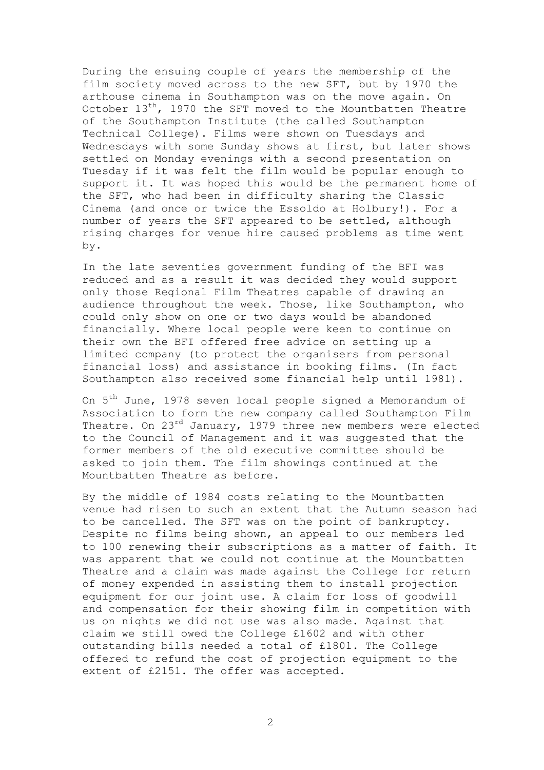During the ensuing couple of years the membership of the film society moved across to the new SFT, but by 1970 the arthouse cinema in Southampton was on the move again. On October 13th, 1970 the SFT moved to the Mountbatten Theatre of the Southampton Institute (the called Southampton Technical College). Films were shown on Tuesdays and Wednesdays with some Sunday shows at first, but later shows settled on Monday evenings with a second presentation on Tuesday if it was felt the film would be popular enough to support it. It was hoped this would be the permanent home of the SFT, who had been in difficulty sharing the Classic Cinema (and once or twice the Essoldo at Holbury!). For a number of years the SFT appeared to be settled, although rising charges for venue hire caused problems as time went by.

In the late seventies government funding of the BFI was reduced and as a result it was decided they would support only those Regional Film Theatres capable of drawing an audience throughout the week. Those, like Southampton, who could only show on one or two days would be abandoned financially. Where local people were keen to continue on their own the BFI offered free advice on setting up a limited company (to protect the organisers from personal financial loss) and assistance in booking films. (In fact Southampton also received some financial help until 1981).

On 5th June, 1978 seven local people signed a Memorandum of Association to form the new company called Southampton Film Theatre. On 23rd January, 1979 three new members were elected to the Council of Management and it was suggested that the former members of the old executive committee should be asked to join them. The film showings continued at the Mountbatten Theatre as before.

By the middle of 1984 costs relating to the Mountbatten venue had risen to such an extent that the Autumn season had to be cancelled. The SFT was on the point of bankruptcy. Despite no films being shown, an appeal to our members led to 100 renewing their subscriptions as a matter of faith. It was apparent that we could not continue at the Mountbatten Theatre and a claim was made against the College for return of money expended in assisting them to install projection equipment for our joint use. A claim for loss of goodwill and compensation for their showing film in competition with us on nights we did not use was also made. Against that claim we still owed the College £1602 and with other outstanding bills needed a total of £1801. The College offered to refund the cost of projection equipment to the extent of £2151. The offer was accepted.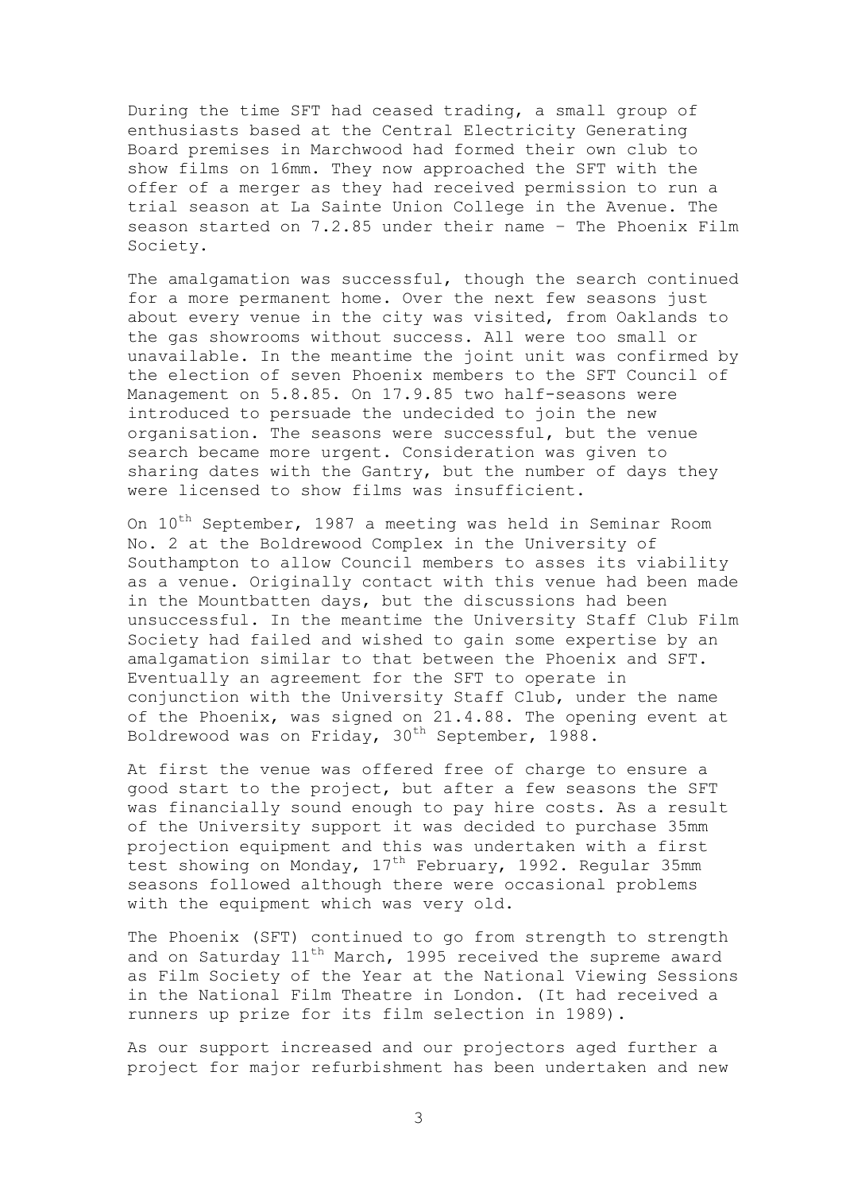During the time SFT had ceased trading, a small group of enthusiasts based at the Central Electricity Generating Board premises in Marchwood had formed their own club to show films on 16mm. They now approached the SFT with the offer of a merger as they had received permission to run a trial season at La Sainte Union College in the Avenue. The season started on 7.2.85 under their name – The Phoenix Film Society.

The amalgamation was successful, though the search continued for a more permanent home. Over the next few seasons just about every venue in the city was visited, from Oaklands to the gas showrooms without success. All were too small or unavailable. In the meantime the joint unit was confirmed by the election of seven Phoenix members to the SFT Council of Management on 5.8.85. On 17.9.85 two half-seasons were introduced to persuade the undecided to join the new organisation. The seasons were successful, but the venue search became more urgent. Consideration was given to sharing dates with the Gantry, but the number of days they were licensed to show films was insufficient.

On 10th September, 1987 a meeting was held in Seminar Room No. 2 at the Boldrewood Complex in the University of Southampton to allow Council members to asses its viability as a venue. Originally contact with this venue had been made in the Mountbatten days, but the discussions had been unsuccessful. In the meantime the University Staff Club Film Society had failed and wished to gain some expertise by an amalgamation similar to that between the Phoenix and SFT. Eventually an agreement for the SFT to operate in conjunction with the University Staff Club, under the name of the Phoenix, was signed on 21.4.88. The opening event at Boldrewood was on Friday, 30th September, 1988.

At first the venue was offered free of charge to ensure a good start to the project, but after a few seasons the SFT was financially sound enough to pay hire costs. As a result of the University support it was decided to purchase 35mm projection equipment and this was undertaken with a first test showing on Monday, 17th February, 1992. Regular 35mm seasons followed although there were occasional problems with the equipment which was very old.

The Phoenix (SFT) continued to go from strength to strength and on Saturday 11th March, 1995 received the supreme award as Film Society of the Year at the National Viewing Sessions in the National Film Theatre in London. (It had received a runners up prize for its film selection in 1989).

As our support increased and our projectors aged further a project for major refurbishment has been undertaken and new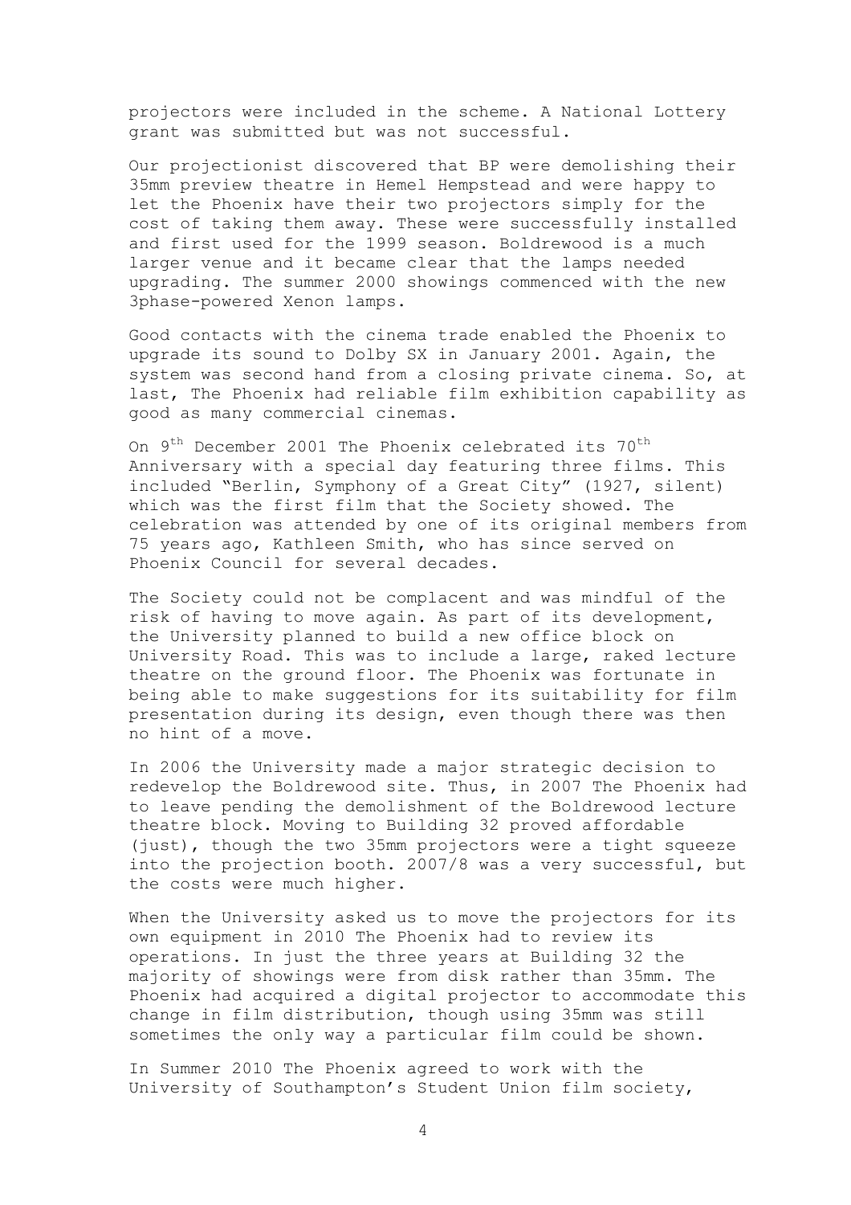projectors were included in the scheme. A National Lottery grant was submitted but was not successful.

Our projectionist discovered that BP were demolishing their 35mm preview theatre in Hemel Hempstead and were happy to let the Phoenix have their two projectors simply for the cost of taking them away. These were successfully installed and first used for the 1999 season. Boldrewood is a much larger venue and it became clear that the lamps needed upgrading. The summer 2000 showings commenced with the new 3phase-powered Xenon lamps.

Good contacts with the cinema trade enabled the Phoenix to upgrade its sound to Dolby SX in January 2001. Again, the system was second hand from a closing private cinema. So, at last, The Phoenix had reliable film exhibition capability as good as many commercial cinemas.

On 9th December 2001 The Phoenix celebrated its 70th Anniversary with a special day featuring three films. This included "Berlin, Symphony of a Great City" (1927, silent) which was the first film that the Society showed. The celebration was attended by one of its original members from 75 years ago, Kathleen Smith, who has since served on Phoenix Council for several decades.

The Society could not be complacent and was mindful of the risk of having to move again. As part of its development, the University planned to build a new office block on University Road. This was to include a large, raked lecture theatre on the ground floor. The Phoenix was fortunate in being able to make suggestions for its suitability for film presentation during its design, even though there was then no hint of a move.

In 2006 the University made a major strategic decision to redevelop the Boldrewood site. Thus, in 2007 The Phoenix had to leave pending the demolishment of the Boldrewood lecture theatre block. Moving to Building 32 proved affordable (just), though the two 35mm projectors were a tight squeeze into the projection booth. 2007/8 was a very successful, but the costs were much higher.

When the University asked us to move the projectors for its own equipment in 2010 The Phoenix had to review its operations. In just the three years at Building 32 the majority of showings were from disk rather than 35mm. The Phoenix had acquired a digital projector to accommodate this change in film distribution, though using 35mm was still sometimes the only way a particular film could be shown.

In Summer 2010 The Phoenix agreed to work with the University of Southampton's Student Union film society,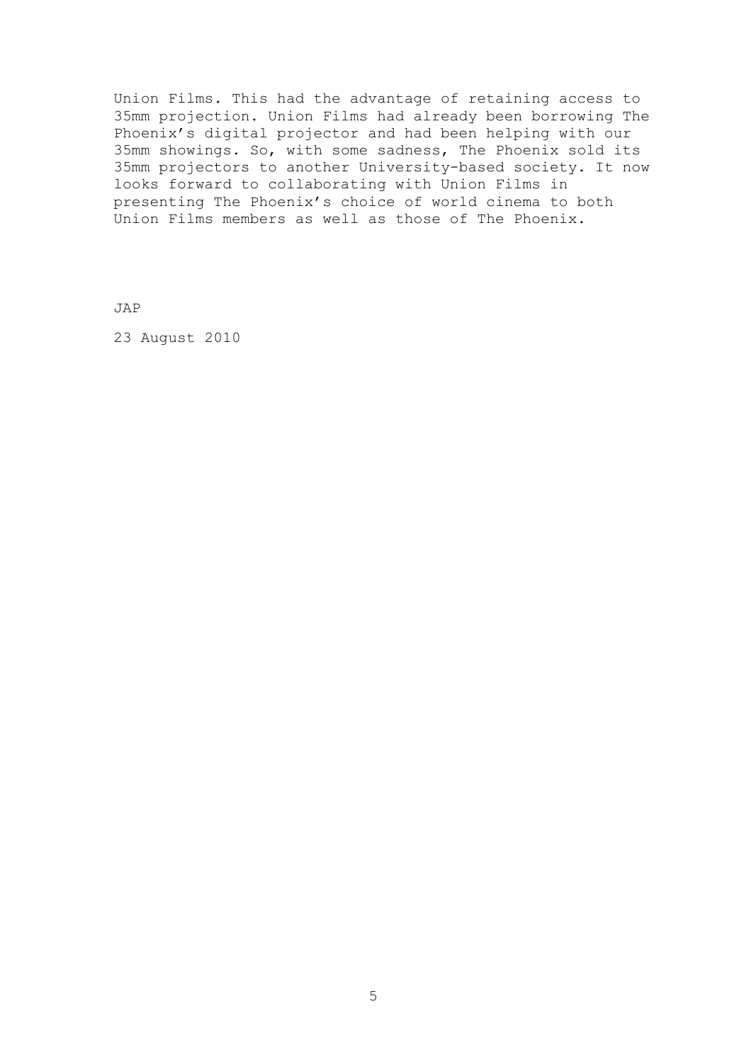Union Films. This had the advantage of retaining access to 35mm projection. Union Films had already been borrowing The Phoenix's digital projector and had been helping with our 35mm showings. So, with some sadness, The Phoenix sold its 35mm projectors to another University-based society. It now looks forward to collaborating with Union Films in presenting The Phoenix's choice of world cinema to both Union Films members as well as those of The Phoenix.

JAP

23 August 2010